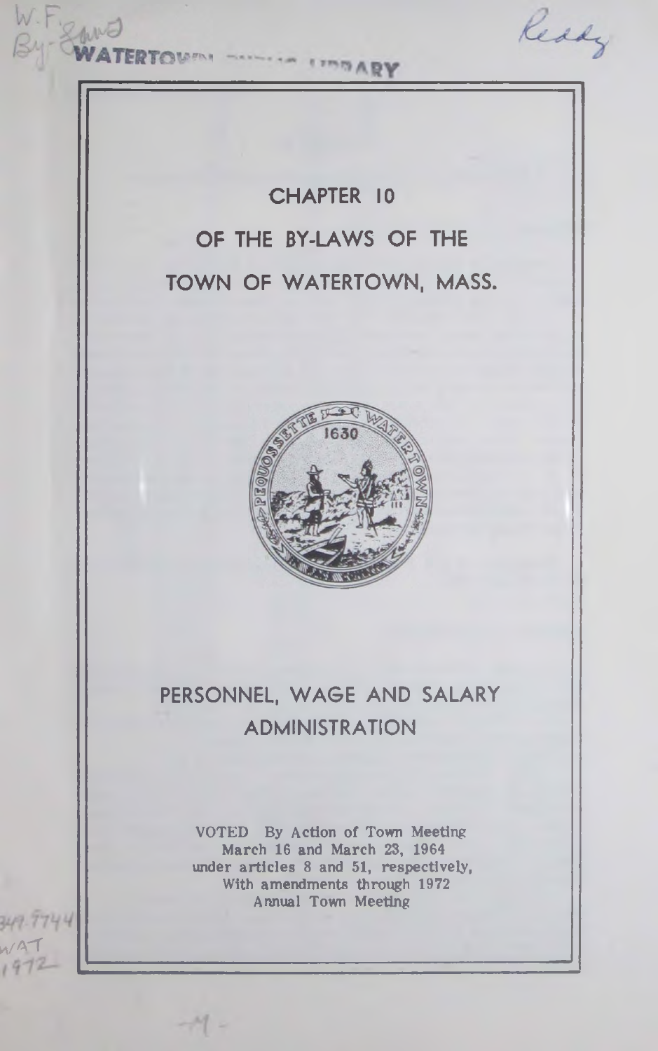# CHAPTER 10

# OF THE BY-LAWS OF THE

# TOWN OF WATERTOWN, MASS.

## PERSONNEL, WAGE AND SALARY ADMINISTRATION

VOTED By Action of Town Meeting
March 16 and March 23, 1964
under articles 8 and 51, respectively,
With amendments through 1972
Annual Town Meeting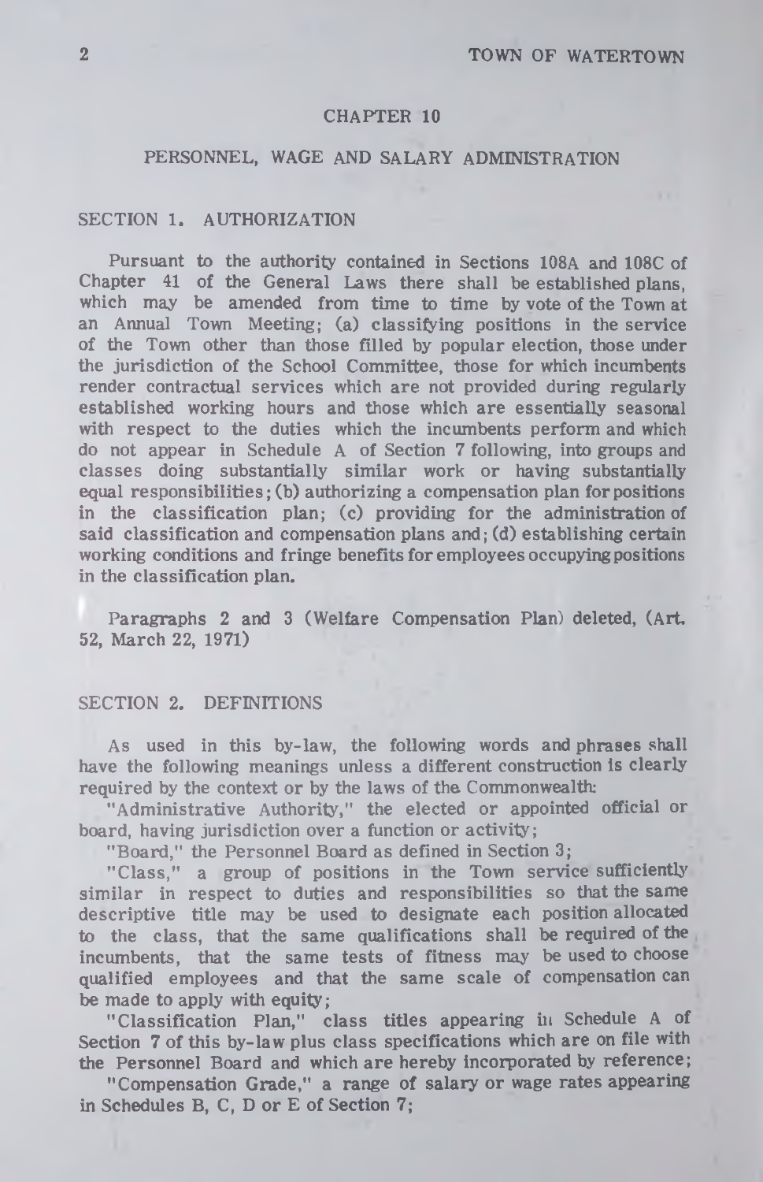## CHAPTER 10

## PERSONNEL, WAGE AND SALARY ADMINISTRATION

### SECTION 1. AUTHORIZATION

Pursuant to the authority contained in Sections 108A and 108C of Chapter 41 of the General Laws there shall be established plans, which may be amended from time to time by vote of the Town at an Annual Town Meeting; (a) classifying positions in the service of the Town other than those filled by popular election, those under the jurisdiction of the School Committee, those for which incumbents render contractual services which are not provided during regularly established working hours and those which are essentially seasonal with respect to the duties which the incumbents perform and which do not appear in Schedule A of Section 7 following, into groups and classes doing substantially similar work or having substantially equal responsibilities; (b) authorizing a compensation plan for positions in the classification plan; (c) providing for the administration of said classification and compensation plans and; (d) establishing certain working conditions and fringe benefits for employees occupying positions in the classification plan.

Paragraphs 2 and 3 (Welfare Compensation Plan) deleted, (Art. 52, March 22, 1971)

### SECTION 2. DEFINITIONS

As used in this by-law, the following words and phrases shall have the following meanings unless a different construction is clearly required by the context or by the laws of the Commonwealth:

"Administrative Authority," the elected or appointed official or board, having jurisdiction over a function or activity;

"Board," the Personnel Board as defined in Section 3;

"Class," a group of positions in the Town service sufficiently similar in respect to duties and responsibilities so that the same descriptive title may be used to designate each position allocated to the class, that the same qualifications shall be required of the incumbents, that the same tests of fitness may be used to choose qualified employees and that the same scale of compensation can be made to apply with equity;

"Classification Plan," class titles appearing in Schedule A of Section 7 of this by-law plus class specifications which are on file with the Personnel Board and which are hereby incorporated by reference;

"Compensation Grade," a range of salary or wage rates appearing in Schedules B, C, D or E of Section 7;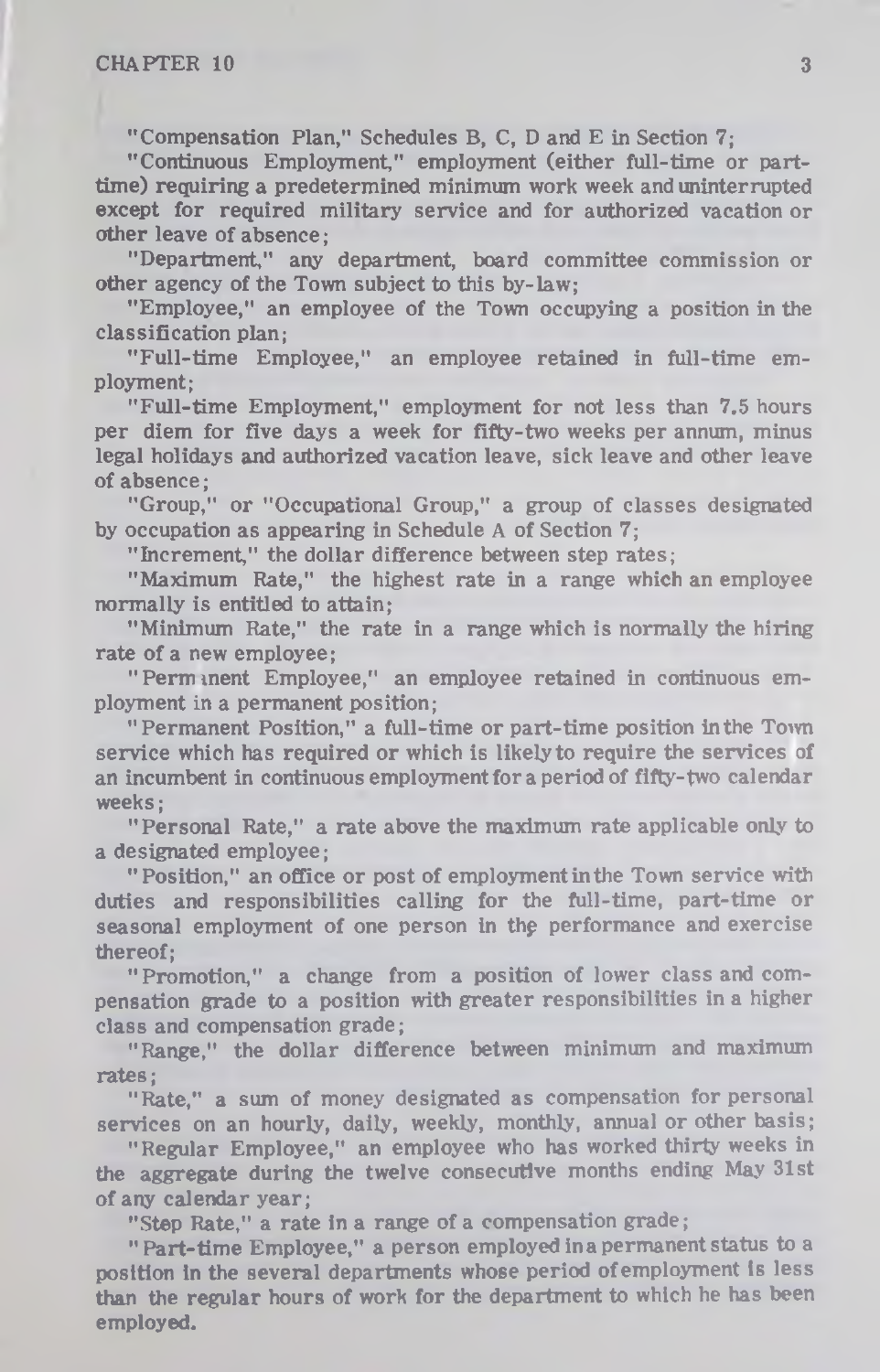"Compensation Plan," Schedules B, C, D and E in Section 7;

"Continuous Employment," employment (either full-time or part-time) requiring a predetermined minimum work week and uninterrupted except for required military service and for authorized vacation or other leave of absence;

"Department," any department, board committee commission or other agency of the Town subject to this by-law;

"Employee," an employee of the Town occupying a position in the classification plan;

"Full-time Employee," an employee retained in full-time employment;

"Full-time Employment," employment for not less than 7.5 hours per diem for five days a week for fifty-two weeks per annum, minus legal holidays and authorized vacation leave, sick leave and other leave of absence;

"Group," or "Occupational Group," a group of classes designated by occupation as appearing in Schedule A of Section 7;

"Increment," the dollar difference between step rates;

"Maximum Rate," the highest rate in a range which an employee normally is entitled to attain;

"Minimum Rate," the rate in a range which is normally the hiring rate of a new employee;

"Permanent Employee," an employee retained in continuous employment in a permanent position;

"Permanent Position," a full-time or part-time position in the Town service which has required or which is likely to require the services of an incumbent in continuous employment for a period of fifty-two calendar weeks;

"Personal Rate," a rate above the maximum rate applicable only to a designated employee;

"Position," an office or post of employment in the Town service with duties and responsibilities calling for the full-time, part-time or seasonal employment of one person in the performance and exercise thereof;

"Promotion," a change from a position of lower class and compensation grade to a position with greater responsibilities in a higher class and compensation grade;

"Range," the dollar difference between minimum and maximum rates;

"Rate," a sum of money designated as compensation for personal services on an hourly, daily, weekly, monthly, annual or other basis;

"Regular Employee," an employee who has worked thirty weeks in the aggregate during the twelve consecutive months ending May 31st of any calendar year;

"Step Rate," a rate in a range of a compensation grade;

"Part-time Employee," a person employed in a permanent status to a position in the several departments whose period of employment is less than the regular hours of work for the department to which he has been employed.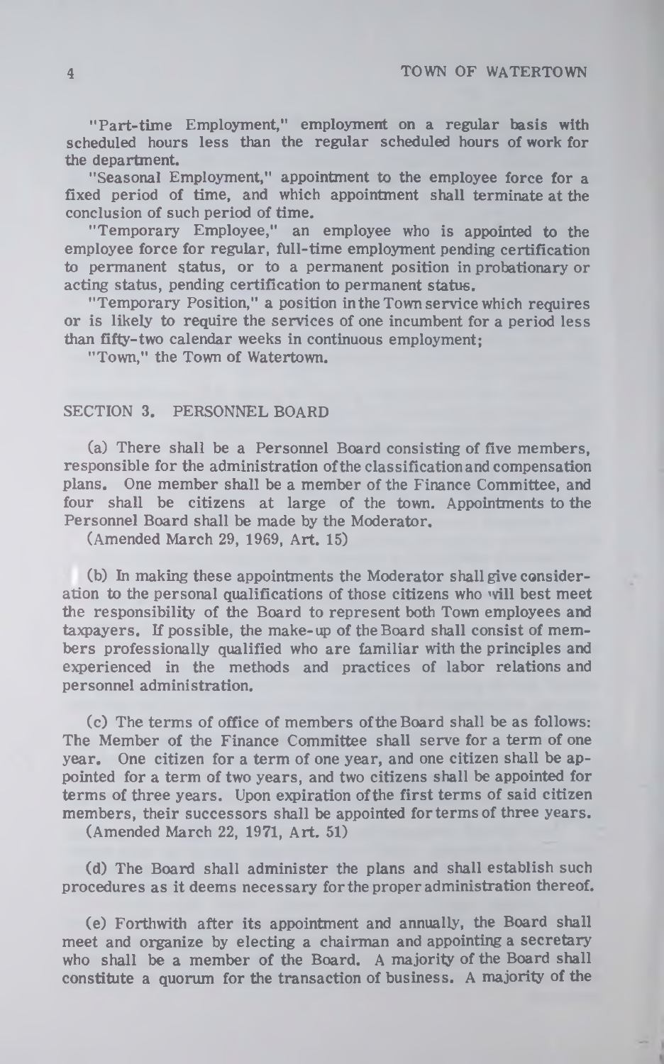"Part-time Employment," employment on a regular basis with scheduled hours less than the regular scheduled hours of work for the department.

"Seasonal Employment," appointment to the employee force for a fixed period of time, and which appointment shall terminate at the conclusion of such period of time.

"Temporary Employee," an employee who is appointed to the employee force for regular, full-time employment pending certification to permanent status, or to a permanent position in probationary or acting status, pending certification to permanent status.

"Temporary Position," a position in the Town service which requires or is likely to require the services of one incumbent for a period less than fifty-two calendar weeks in continuous employment;

"Town," the Town of Watertown.

## SECTION 3. PERSONNEL BOARD

(a) There shall be a Personnel Board consisting of five members, responsible for the administration of the classification and compensation plans. One member shall be a member of the Finance Committee, and four shall be citizens at large of the town. Appointments to the Personnel Board shall be made by the Moderator.
(Amended March 29, 1969, Art. 15)

(b) In making these appointments the Moderator shall give consideration to the personal qualifications of those citizens who will best meet the responsibility of the Board to represent both Town employees and taxpayers. If possible, the make-up of the Board shall consist of members professionally qualified who are familiar with the principles and experienced in the methods and practices of labor relations and personnel administration.

(c) The terms of office of members of the Board shall be as follows: The Member of the Finance Committee shall serve for a term of one year. One citizen for a term of one year, and one citizen shall be appointed for a term of two years, and two citizens shall be appointed for terms of three years. Upon expiration of the first terms of said citizen members, their successors shall be appointed for terms of three years.
(Amended March 22, 1971, Art. 51)

(d) The Board shall administer the plans and shall establish such procedures as it deems necessary for the proper administration thereof.

(e) Forthwith after its appointment and annually, the Board shall meet and organize by electing a chairman and appointing a secretary who shall be a member of the Board. A majority of the Board shall constitute a quorum for the transaction of business. A majority of the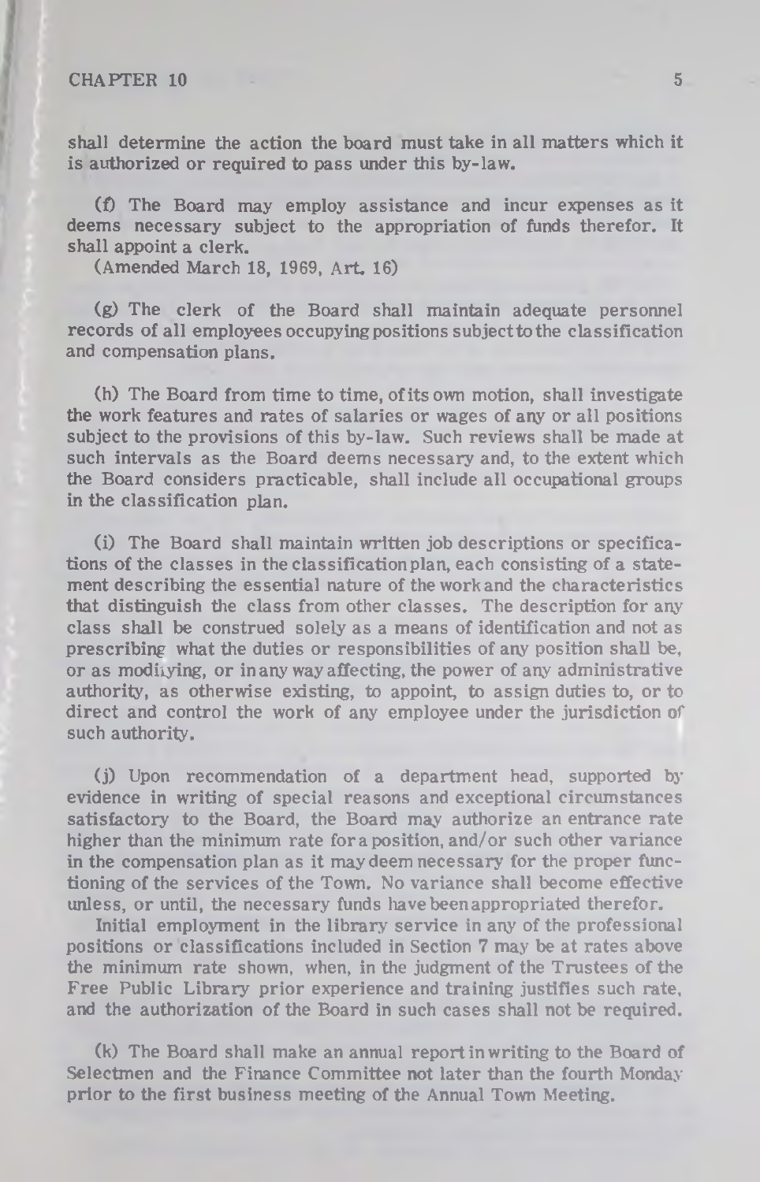shall determine the action the board must take in all matters which it is authorized or required to pass under this by-law.

(f) The Board may employ assistance and incur expenses as it deems necessary subject to the appropriation of funds therefor. It shall appoint a clerk.
(Amended March 18, 1969, Art. 16)

(g) The clerk of the Board shall maintain adequate personnel records of all employees occupying positions subject to the classification and compensation plans.

(h) The Board from time to time, of its own motion, shall investigate the work features and rates of salaries or wages of any or all positions subject to the provisions of this by-law. Such reviews shall be made at such intervals as the Board deems necessary and, to the extent which the Board considers practicable, shall include all occupational groups in the classification plan.

(i) The Board shall maintain written job descriptions or specifications of the classes in the classification plan, each consisting of a statement describing the essential nature of the work and the characteristics that distinguish the class from other classes. The description for any class shall be construed solely as a means of identification and not as prescribing what the duties or responsibilities of any position shall be, or as modifying, or in any way affecting, the power of any administrative authority, as otherwise existing, to appoint, to assign duties to, or to direct and control the work of any employee under the jurisdiction of such authority.

(j) Upon recommendation of a department head, supported by evidence in writing of special reasons and exceptional circumstances satisfactory to the Board, the Board may authorize an entrance rate higher than the minimum rate for a position, and/or such other variance in the compensation plan as it may deem necessary for the proper functioning of the services of the Town. No variance shall become effective unless, or until, the necessary funds have been appropriated therefor.

Initial employment in the library service in any of the professional positions or classifications included in Section 7 may be at rates above the minimum rate shown, when, in the judgment of the Trustees of the Free Public Library prior experience and training justifies such rate, and the authorization of the Board in such cases shall not be required.

(k) The Board shall make an annual report in writing to the Board of Selectmen and the Finance Committee not later than the fourth Monday prior to the first business meeting of the Annual Town Meeting.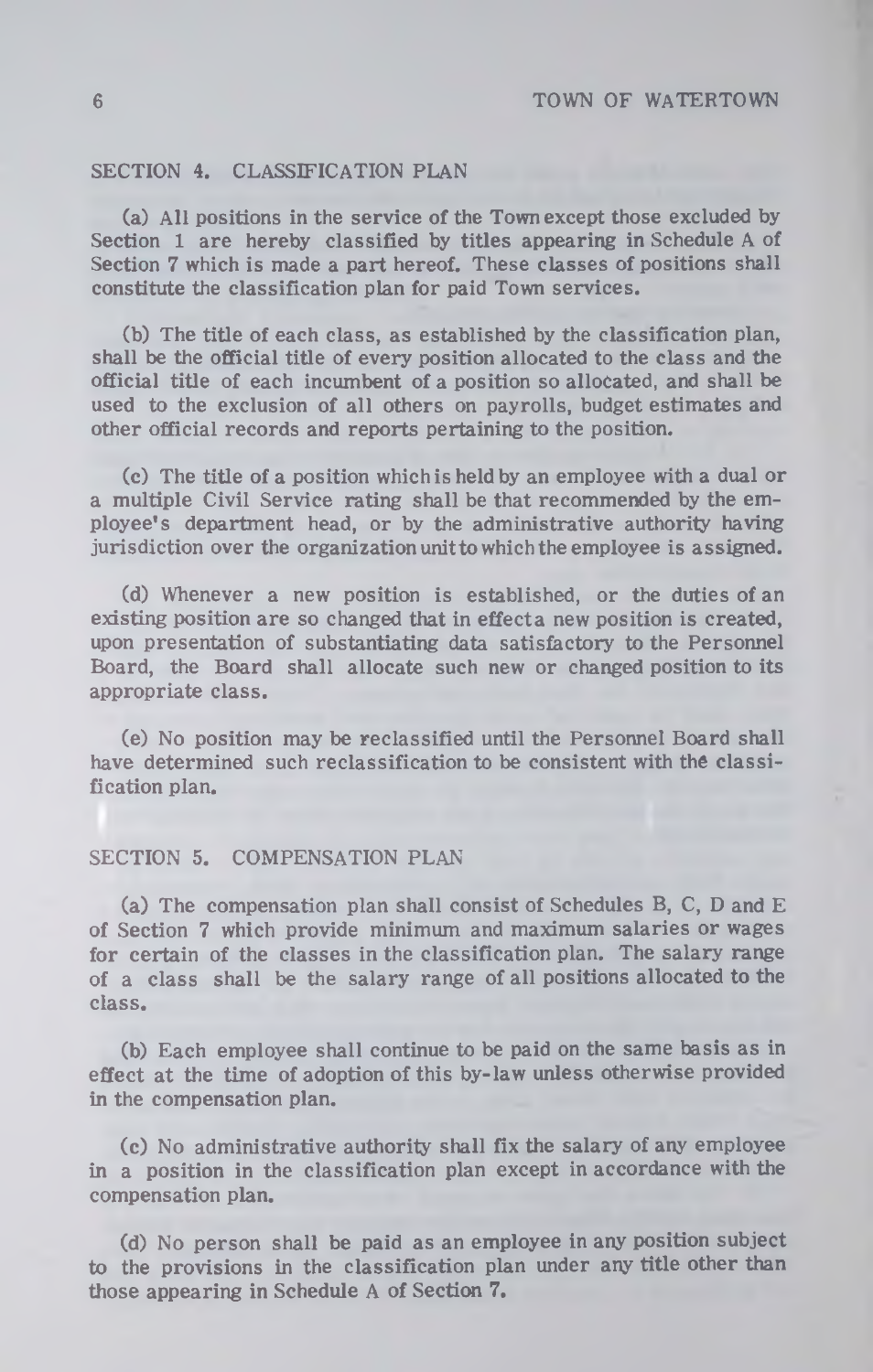## SECTION 4. CLASSIFICATION PLAN

(a) All positions in the service of the Town except those excluded by Section 1 are hereby classified by titles appearing in Schedule A of Section 7 which is made a part hereof. These classes of positions shall constitute the classification plan for paid Town services.

(b) The title of each class, as established by the classification plan, shall be the official title of every position allocated to the class and the official title of each incumbent of a position so allocated, and shall be used to the exclusion of all others on payrolls, budget estimates and other official records and reports pertaining to the position.

(c) The title of a position which is held by an employee with a dual or a multiple Civil Service rating shall be that recommended by the employee's department head, or by the administrative authority having jurisdiction over the organization unit to which the employee is assigned.

(d) Whenever a new position is established, or the duties of an existing position are so changed that in effect a new position is created, upon presentation of substantiating data satisfactory to the Personnel Board, the Board shall allocate such new or changed position to its appropriate class.

(e) No position may be reclassified until the Personnel Board shall have determined such reclassification to be consistent with the classification plan.

## SECTION 5. COMPENSATION PLAN

(a) The compensation plan shall consist of Schedules B, C, D and E of Section 7 which provide minimum and maximum salaries or wages for certain of the classes in the classification plan. The salary range of a class shall be the salary range of all positions allocated to the class.

(b) Each employee shall continue to be paid on the same basis as in effect at the time of adoption of this by-law unless otherwise provided in the compensation plan.

(c) No administrative authority shall fix the salary of any employee in a position in the classification plan except in accordance with the compensation plan.

(d) No person shall be paid as an employee in any position subject to the provisions in the classification plan under any title other than those appearing in Schedule A of Section 7.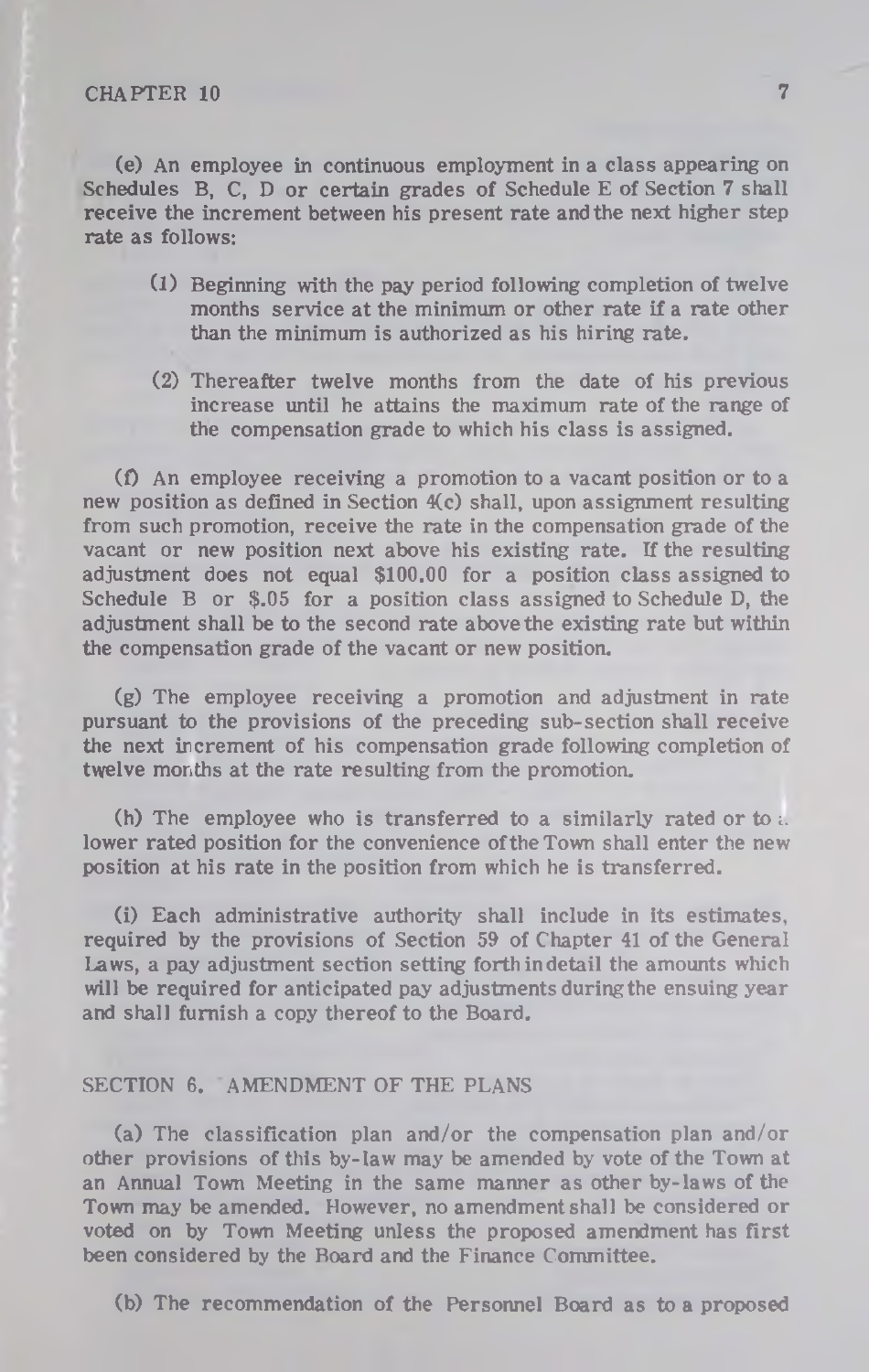(e) An employee in continuous employment in a class appearing on Schedules B, C, D or certain grades of Schedule E of Section 7 shall receive the increment between his present rate and the next higher step rate as follows:

(1) Beginning with the pay period following completion of twelve months service at the minimum or other rate if a rate other than the minimum is authorized as his hiring rate.

(2) Thereafter twelve months from the date of his previous increase until he attains the maximum rate of the range of the compensation grade to which his class is assigned.

(f) An employee receiving a promotion to a vacant position or to a new position as defined in Section 4(c) shall, upon assignment resulting from such promotion, receive the rate in the compensation grade of the vacant or new position next above his existing rate. If the resulting adjustment does not equal $100.00 for a position class assigned to Schedule B or $.05 for a position class assigned to Schedule D, the adjustment shall be to the second rate above the existing rate but within the compensation grade of the vacant or new position.

(g) The employee receiving a promotion and adjustment in rate pursuant to the provisions of the preceding sub-section shall receive the next increment of his compensation grade following completion of twelve months at the rate resulting from the promotion.

(h) The employee who is transferred to a similarly rated or to a lower rated position for the convenience of the Town shall enter the new position at his rate in the position from which he is transferred.

(i) Each administrative authority shall include in its estimates, required by the provisions of Section 59 of Chapter 41 of the General Laws, a pay adjustment section setting forth in detail the amounts which will be required for anticipated pay adjustments during the ensuing year and shall furnish a copy thereof to the Board.

## SECTION 6. AMENDMENT OF THE PLANS

(a) The classification plan and/or the compensation plan and/or other provisions of this by-law may be amended by vote of the Town at an Annual Town Meeting in the same manner as other by-laws of the Town may be amended. However, no amendment shall be considered or voted on by Town Meeting unless the proposed amendment has first been considered by the Board and the Finance Committee.

(b) The recommendation of the Personnel Board as to a proposed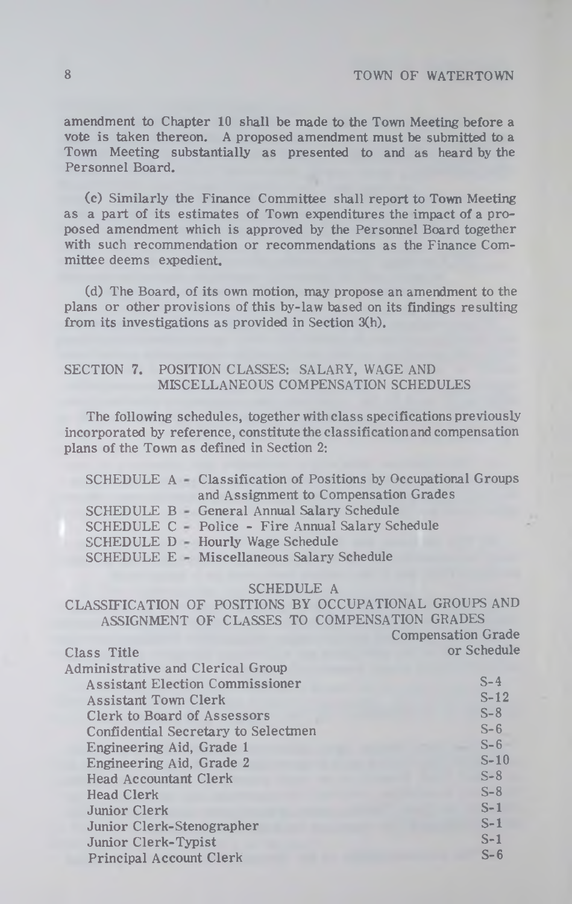amendment to Chapter 10 shall be made to the Town Meeting before a vote is taken thereon. A proposed amendment must be submitted to a Town Meeting substantially as presented to and as heard by the Personnel Board.

(c) Similarly the Finance Committee shall report to Town Meeting as a part of its estimates of Town expenditures the impact of a proposed amendment which is approved by the Personnel Board together with such recommendation or recommendations as the Finance Committee deems expedient.

(d) The Board, of its own motion, may propose an amendment to the plans or other provisions of this by-law based on its findings resulting from its investigations as provided in Section 3(h).

## SECTION 7. POSITION CLASSES: SALARY, WAGE AND MISCELLANEOUS COMPENSATION SCHEDULES

The following schedules, together with class specifications previously incorporated by reference, constitute the classification and compensation plans of the Town as defined in Section 2:

- SCHEDULE A - Classification of Positions by Occupational Groups and Assignment to Compensation Grades
- SCHEDULE B - General Annual Salary Schedule
- SCHEDULE C - Police - Fire Annual Salary Schedule
- SCHEDULE D - Hourly Wage Schedule
- SCHEDULE E - Miscellaneous Salary Schedule

### SCHEDULE A

### CLASSIFICATION OF POSITIONS BY OCCUPATIONAL GROUPS AND ASSIGNMENT OF CLASSES TO COMPENSATION GRADES

| Class Title | Compensation Grade or Schedule |
|---|---|
| **Administrative and Clerical Group** | |
| Assistant Election Commissioner | S-4 |
| Assistant Town Clerk | S-12 |
| Clerk to Board of Assessors | S-8 |
| Confidential Secretary to Selectmen | S-6 |
| Engineering Aid, Grade 1 | S-6 |
| Engineering Aid, Grade 2 | S-10 |
| Head Accountant Clerk | S-8 |
| Head Clerk | S-8 |
| Junior Clerk | S-1 |
| Junior Clerk-Stenographer | S-1 |
| Junior Clerk-Typist | S-1 |
| Principal Account Clerk | S-6 |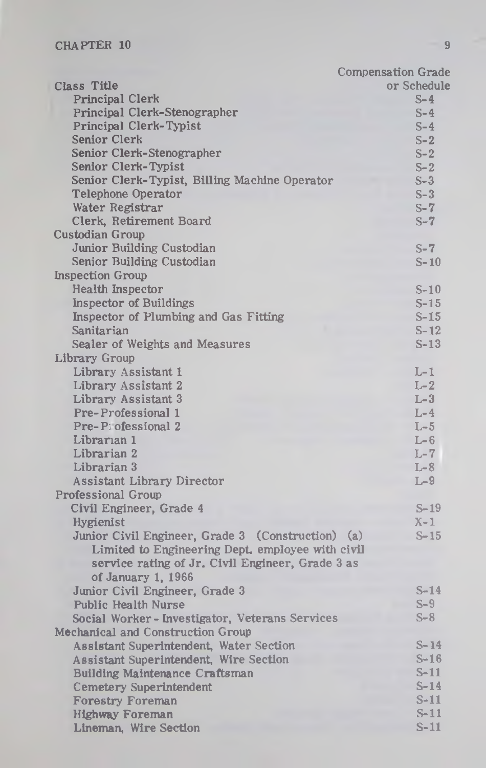| Class Title | Compensation Grade or Schedule |
|---|---|
| Principal Clerk | S-4 |
| Principal Clerk-Stenographer | S-4 |
| Principal Clerk-Typist | S-4 |
| Senior Clerk | S-2 |
| Senior Clerk-Stenographer | S-2 |
| Senior Clerk-Typist | S-2 |
| Senior Clerk-Typist, Billing Machine Operator | S-3 |
| Telephone Operator | S-3 |
| Water Registrar | S-7 |
| Clerk, Retirement Board | S-7 |
| Custodian Group | |
| Junior Building Custodian | S-7 |
| Senior Building Custodian | S-10 |
| Inspection Group | |
| Health Inspector | S-10 |
| Inspector of Buildings | S-15 |
| Inspector of Plumbing and Gas Fitting | S-15 |
| Sanitarian | S-12 |
| Sealer of Weights and Measures | S-13 |
| Library Group | |
| Library Assistant 1 | L-1 |
| Library Assistant 2 | L-2 |
| Library Assistant 3 | L-3 |
| Pre-Professional 1 | L-4 |
| Pre-Professional 2 | L-5 |
| Librarian 1 | L-6 |
| Librarian 2 | L-7 |
| Librarian 3 | L-8 |
| Assistant Library Director | L-9 |
| Professional Group | |
| Civil Engineer, Grade 4 | S-19 |
| Hygienist | X-1 |
| Junior Civil Engineer, Grade 3 (Construction) (a) Limited to Engineering Dept. employee with civil service rating of Jr. Civil Engineer, Grade 3 as of January 1, 1966 | S-15 |
| Junior Civil Engineer, Grade 3 | S-14 |
| Public Health Nurse | S-9 |
| Social Worker - Investigator, Veterans Services | S-8 |
| Mechanical and Construction Group | |
| Assistant Superintendent, Water Section | S-14 |
| Assistant Superintendent, Wire Section | S-16 |
| Building Maintenance Craftsman | S-11 |
| Cemetery Superintendent | S-14 |
| Forestry Foreman | S-11 |
| Highway Foreman | S-11 |
| Lineman, Wire Section | S-11 |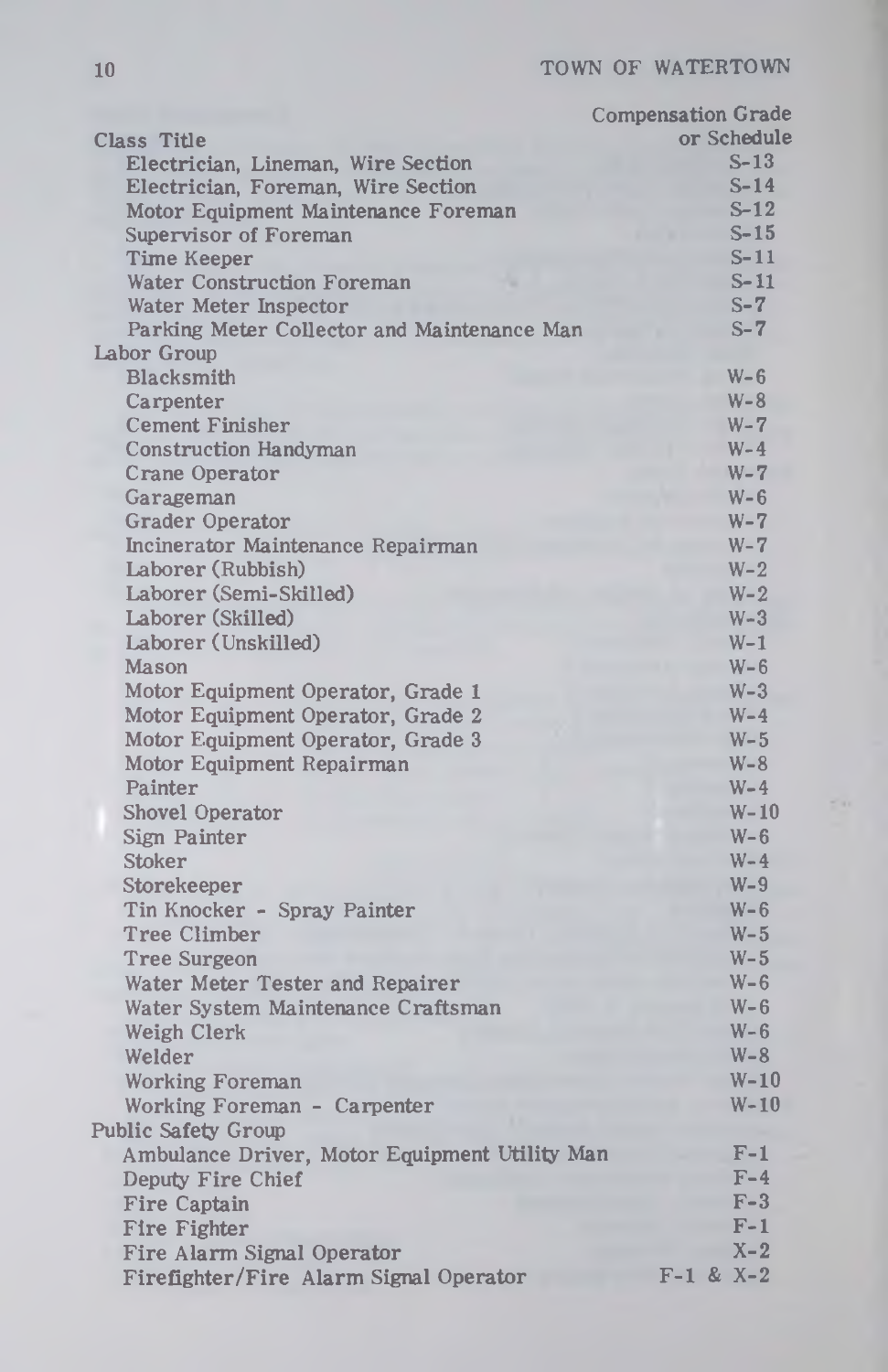| Class Title | Compensation Grade or Schedule |
| --- | --- |
| Electrician, Lineman, Wire Section | S-13 |
| Electrician, Foreman, Wire Section | S-14 |
| Motor Equipment Maintenance Foreman | S-12 |
| Supervisor of Foreman | S-15 |
| Time Keeper | S-11 |
| Water Construction Foreman | S-11 |
| Water Meter Inspector | S-7 |
| Parking Meter Collector and Maintenance Man | S-7 |
| **Labor Group** | |
| Blacksmith | W-6 |
| Carpenter | W-8 |
| Cement Finisher | W-7 |
| Construction Handyman | W-4 |
| Crane Operator | W-7 |
| Garageman | W-6 |
| Grader Operator | W-7 |
| Incinerator Maintenance Repairman | W-7 |
| Laborer (Rubbish) | W-2 |
| Laborer (Semi-Skilled) | W-2 |
| Laborer (Skilled) | W-3 |
| Laborer (Unskilled) | W-1 |
| Mason | W-6 |
| Motor Equipment Operator, Grade 1 | W-3 |
| Motor Equipment Operator, Grade 2 | W-4 |
| Motor Equipment Operator, Grade 3 | W-5 |
| Motor Equipment Repairman | W-8 |
| Painter | W-4 |
| Shovel Operator | W-10 |
| Sign Painter | W-6 |
| Stoker | W-4 |
| Storekeeper | W-9 |
| Tin Knocker - Spray Painter | W-6 |
| Tree Climber | W-5 |
| Tree Surgeon | W-5 |
| Water Meter Tester and Repairer | W-6 |
| Water System Maintenance Craftsman | W-6 |
| Weigh Clerk | W-6 |
| Welder | W-8 |
| Working Foreman | W-10 |
| Working Foreman - Carpenter | W-10 |
| **Public Safety Group** | |
| Ambulance Driver, Motor Equipment Utility Man | F-1 |
| Deputy Fire Chief | F-4 |
| Fire Captain | F-3 |
| Fire Fighter | F-1 |
| Fire Alarm Signal Operator | X-2 |
| Firefighter/Fire Alarm Signal Operator | F-1 & X-2 |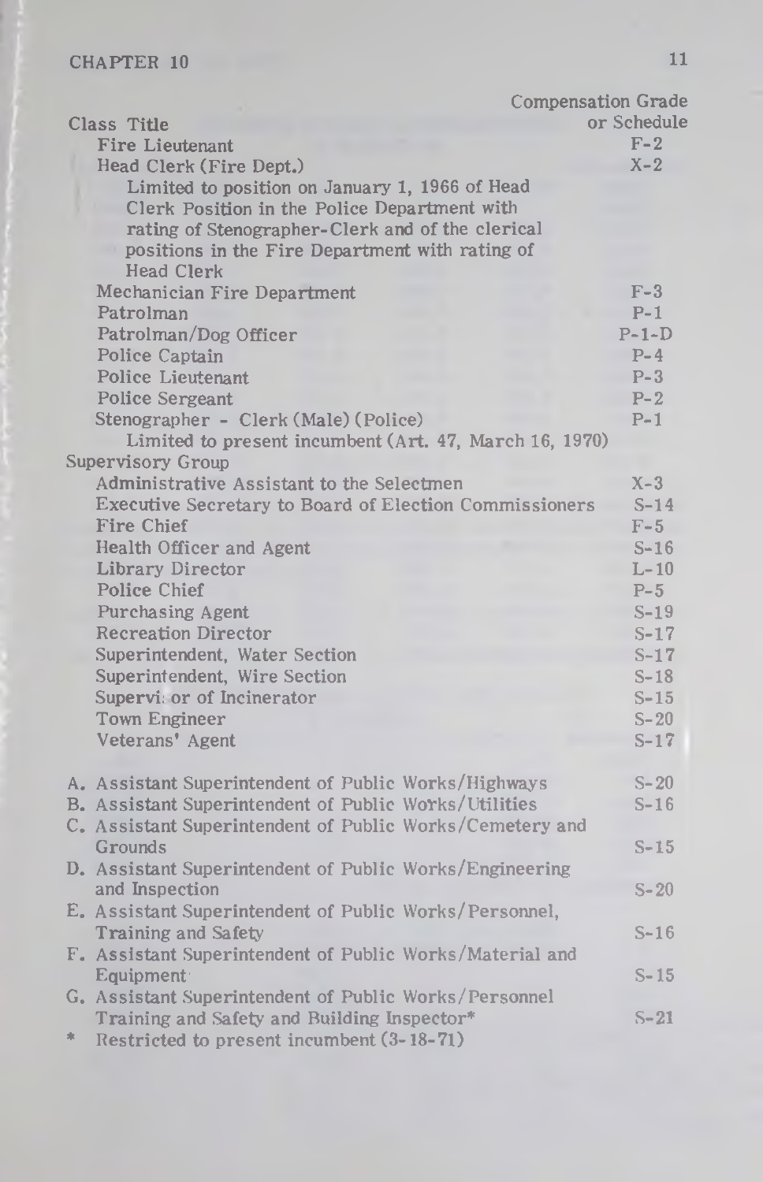| Class Title | Compensation Grade or Schedule |
|---|---|
| Fire Lieutenant | F-2 |
| Head Clerk (Fire Dept.) | X-2 |
| Limited to position on January 1, 1966 of Head Clerk Position in the Police Department with rating of Stenographer-Clerk and of the clerical positions in the Fire Department with rating of Head Clerk | |
| Mechanician Fire Department | F-3 |
| Patrolman | P-1 |
| Patrolman/Dog Officer | P-1-D |
| Police Captain | P-4 |
| Police Lieutenant | P-3 |
| Police Sergeant | P-2 |
| Stenographer - Clerk (Male) (Police) | P-1 |
| Limited to present incumbent (Art. 47, March 16, 1970) | |
| **Supervisory Group** | |
| Administrative Assistant to the Selectmen | X-3 |
| Executive Secretary to Board of Election Commissioners | S-14 |
| Fire Chief | F-5 |
| Health Officer and Agent | S-16 |
| Library Director | L-10 |
| Police Chief | P-5 |
| Purchasing Agent | S-19 |
| Recreation Director | S-17 |
| Superintendent, Water Section | S-17 |
| Superintendent, Wire Section | S-18 |
| Supervisor of Incinerator | S-15 |
| Town Engineer | S-20 |
| Veterans' Agent | S-17 |
| A. Assistant Superintendent of Public Works/Highways | S-20 |
| B. Assistant Superintendent of Public Works/Utilities | S-16 |
| C. Assistant Superintendent of Public Works/Cemetery and Grounds | S-15 |
| D. Assistant Superintendent of Public Works/Engineering and Inspection | S-20 |
| E. Assistant Superintendent of Public Works/Personnel, Training and Safety | S-16 |
| F. Assistant Superintendent of Public Works/Material and Equipment | S-15 |
| G. Assistant Superintendent of Public Works/Personnel Training and Safety and Building Inspector* | S-21 |

\* Restricted to present incumbent (3-18-71)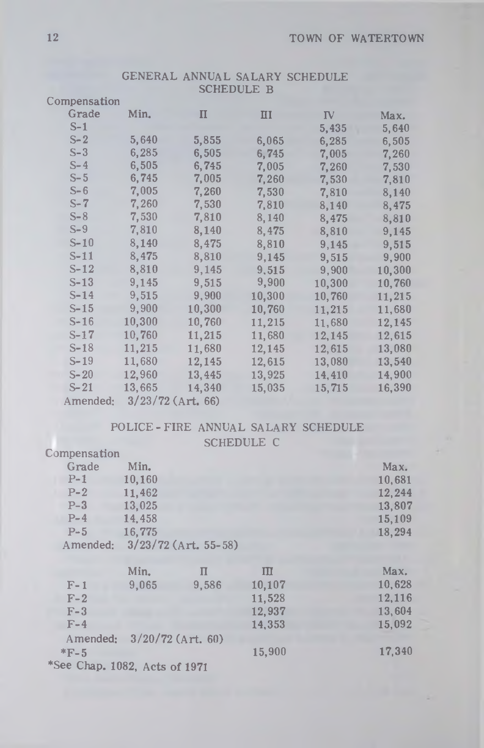## GENERAL ANNUAL SALARY SCHEDULE

### SCHEDULE B

| Compensation Grade | Min. | II | III | IV | Max. |
|---|---|---|---|---|---|
| S-1 | | | | 5,435 | 5,640 |
| S-2 | 5,640 | 5,855 | 6,065 | 6,285 | 6,505 |
| S-3 | 6,285 | 6,505 | 6,745 | 7,005 | 7,260 |
| S-4 | 6,505 | 6,745 | 7,005 | 7,260 | 7,530 |
| S-5 | 6,745 | 7,005 | 7,260 | 7,530 | 7,810 |
| S-6 | 7,005 | 7,260 | 7,530 | 7,810 | 8,140 |
| S-7 | 7,260 | 7,530 | 7,810 | 8,140 | 8,475 |
| S-8 | 7,530 | 7,810 | 8,140 | 8,475 | 8,810 |
| S-9 | 7,810 | 8,140 | 8,475 | 8,810 | 9,145 |
| S-10 | 8,140 | 8,475 | 8,810 | 9,145 | 9,515 |
| S-11 | 8,475 | 8,810 | 9,145 | 9,515 | 9,900 |
| S-12 | 8,810 | 9,145 | 9,515 | 9,900 | 10,300 |
| S-13 | 9,145 | 9,515 | 9,900 | 10,300 | 10,760 |
| S-14 | 9,515 | 9,900 | 10,300 | 10,760 | 11,215 |
| S-15 | 9,900 | 10,300 | 10,760 | 11,215 | 11,680 |
| S-16 | 10,300 | 10,760 | 11,215 | 11,680 | 12,145 |
| S-17 | 10,760 | 11,215 | 11,680 | 12,145 | 12,615 |
| S-18 | 11,215 | 11,680 | 12,145 | 12,615 | 13,080 |
| S-19 | 11,680 | 12,145 | 12,615 | 13,080 | 13,540 |
| S-20 | 12,960 | 13,445 | 13,925 | 14,410 | 14,900 |
| S-21 | 13,665 | 14,340 | 15,035 | 15,715 | 16,390 |

Amended: 3/23/72 (Art. 66)

## POLICE - FIRE ANNUAL SALARY SCHEDULE

### SCHEDULE C

| Compensation Grade | Min. | Max. |
|---|---|---|
| P-1 | 10,160 | 10,681 |
| P-2 | 11,462 | 12,244 |
| P-3 | 13,025 | 13,807 |
| P-4 | 14,458 | 15,109 |
| P-5 | 16,775 | 18,294 |

Amended: 3/23/72 (Art. 55-58)

| | Min. | II | III | Max. |
|---|---|---|---|---|
| F-1 | 9,065 | 9,586 | 10,107 | 10,628 |
| F-2 | | | 11,528 | 12,116 |
| F-3 | | | 12,937 | 13,604 |
| F-4 | | | 14,353 | 15,092 |
| Amended: 3/20/72 (Art. 60) | | | | |
| *F-5 | | | 15,900 | 17,340 |

*See Chap. 1082, Acts of 1971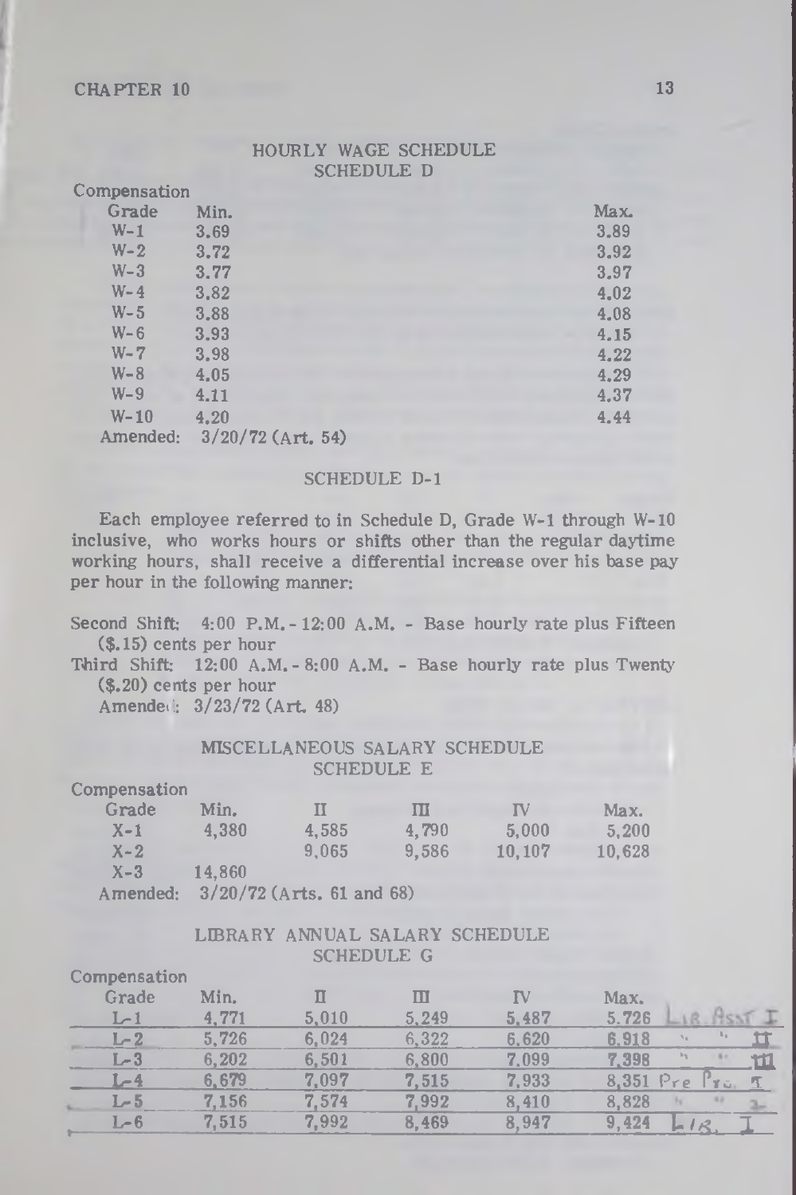CHAPTER 10

## HOURLY WAGE SCHEDULE

### SCHEDULE D

| Compensation Grade | Min. | Max. |
|---|---|---|
| W-1 | 3.69 | 3.89 |
| W-2 | 3.72 | 3.92 |
| W-3 | 3.77 | 3.97 |
| W-4 | 3.82 | 4.02 |
| W-5 | 3.88 | 4.08 |
| W-6 | 3.93 | 4.15 |
| W-7 | 3.98 | 4.22 |
| W-8 | 4.05 | 4.29 |
| W-9 | 4.11 | 4.37 |
| W-10 | 4.20 | 4.44 |

Amended: 3/20/72 (Art. 54)

### SCHEDULE D-1

Each employee referred to in Schedule D, Grade W-1 through W-10 inclusive, who works hours or shifts other than the regular daytime working hours, shall receive a differential increase over his base pay per hour in the following manner:

Second Shift: 4:00 P.M. - 12:00 A.M. - Base hourly rate plus Fifteen ($.15) cents per hour

Third Shift: 12:00 A.M. - 8:00 A.M. - Base hourly rate plus Twenty ($.20) cents per hour

Amended: 3/23/72 (Art. 48)

## MISCELLANEOUS SALARY SCHEDULE

### SCHEDULE E

| Compensation Grade | Min. | II | III | IV | Max. |
|---|---|---|---|---|---|
| X-1 | 4,380 | 4,585 | 4,790 | 5,000 | 5,200 |
| X-2 | | 9,065 | 9,586 | 10,107 | 10,628 |
| X-3 | 14,860 | | | | |

Amended: 3/20/72 (Arts. 61 and 68)

## LIBRARY ANNUAL SALARY SCHEDULE

### SCHEDULE G

| Compensation Grade | Min. | II | III | IV | Max. | |
|---|---|---|---|---|---|---|
| L-1 | 4,771 | 5,010 | 5,249 | 5,487 | 5,726 | Lib. Asst I |
| L-2 | 5,726 | 6,024 | 6,322 | 6,620 | 6,918 | " " II |
| L-3 | 6,202 | 6,501 | 6,800 | 7,099 | 7,398 | " " III |
| L-4 | 6,679 | 7,097 | 7,515 | 7,933 | 8,351 | Pre Pro. I |
| L-5 | 7,156 | 7,574 | 7,992 | 8,410 | 8,828 | " " 2 |
| L-6 | 7,515 | 7,992 | 8,469 | 8,947 | 9,424 | Lib. I |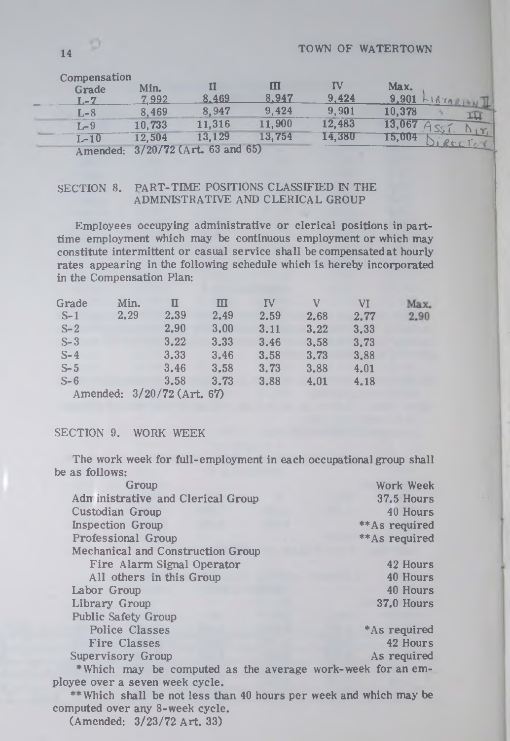| Compensation Grade | Min. | II | III | IV | Max. |
|---|---|---|---|---|---|
| L-7 | 7,992 | 8,469 | 8,947 | 9,424 | 9,901 Librarian II |
| L-8 | 8,469 | 8,947 | 9,424 | 9,901 | 10,378 III |
| L-9 | 10,733 | 11,316 | 11,900 | 12,483 | 13,067 Asst. Dir. |
| L-10 | 12,504 | 13,129 | 13,754 | 14,380 | 15,004 Director |

Amended: 3/20/72 (Art. 63 and 65)

## SECTION 8. PART-TIME POSITIONS CLASSIFIED IN THE ADMINISTRATIVE AND CLERICAL GROUP

Employees occupying administrative or clerical positions in part-time employment which may be continuous employment or which may constitute intermittent or casual service shall be compensated at hourly rates appearing in the following schedule which is hereby incorporated in the Compensation Plan:

| Grade | Min. | II | III | IV | V | VI | Max. |
|---|---|---|---|---|---|---|---|
| S-1 | 2.29 | 2.39 | 2.49 | 2.59 | 2.68 | 2.77 | 2.90 |
| S-2 | | 2.90 | 3.00 | 3.11 | 3.22 | 3.33 | |
| S-3 | | 3.22 | 3.33 | 3.46 | 3.58 | 3.73 | |
| S-4 | | 3.33 | 3.46 | 3.58 | 3.73 | 3.88 | |
| S-5 | | 3.46 | 3.58 | 3.73 | 3.88 | 4.01 | |
| S-6 | | 3.58 | 3.73 | 3.88 | 4.01 | 4.18 | |

Amended: 3/20/72 (Art. 67)

## SECTION 9. WORK WEEK

The work week for full-employment in each occupational group shall be as follows:

| Group | Work Week |
|---|---|
| Administrative and Clerical Group | 37.5 Hours |
| Custodian Group | 40 Hours |
| Inspection Group | **As required |
| Professional Group | **As required |
| Mechanical and Construction Group | |
| Fire Alarm Signal Operator | 42 Hours |
| All others in this Group | 40 Hours |
| Labor Group | 40 Hours |
| Library Group | 37.0 Hours |
| Public Safety Group | |
| Police Classes | *As required |
| Fire Classes | 42 Hours |
| Supervisory Group | As required |

*Which may be computed as the average work-week for an employee over a seven week cycle.

**Which shall be not less than 40 hours per week and which may be computed over any 8-week cycle.

(Amended: 3/23/72 Art. 33)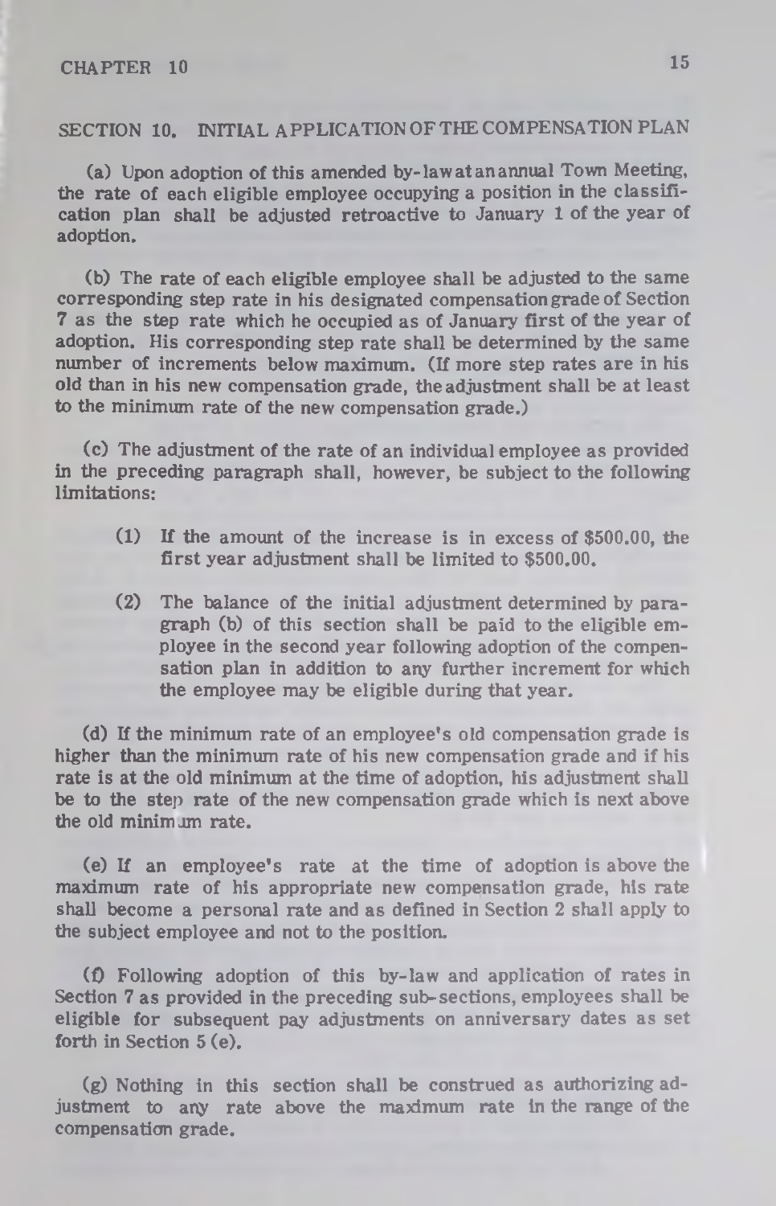## SECTION 10. INITIAL APPLICATION OF THE COMPENSATION PLAN

(a) Upon adoption of this amended by-law at an annual Town Meeting, the rate of each eligible employee occupying a position in the classification plan shall be adjusted retroactive to January 1 of the year of adoption.

(b) The rate of each eligible employee shall be adjusted to the same corresponding step rate in his designated compensation grade of Section 7 as the step rate which he occupied as of January first of the year of adoption. His corresponding step rate shall be determined by the same number of increments below maximum. (If more step rates are in his old than in his new compensation grade, the adjustment shall be at least to the minimum rate of the new compensation grade.)

(c) The adjustment of the rate of an individual employee as provided in the preceding paragraph shall, however, be subject to the following limitations:

> (1) If the amount of the increase is in excess of $500.00, the first year adjustment shall be limited to $500.00.
>
> (2) The balance of the initial adjustment determined by paragraph (b) of this section shall be paid to the eligible employee in the second year following adoption of the compensation plan in addition to any further increment for which the employee may be eligible during that year.

(d) If the minimum rate of an employee's old compensation grade is higher than the minimum rate of his new compensation grade and if his rate is at the old minimum at the time of adoption, his adjustment shall be to the step rate of the new compensation grade which is next above the old minimum rate.

(e) If an employee's rate at the time of adoption is above the maximum rate of his appropriate new compensation grade, his rate shall become a personal rate and as defined in Section 2 shall apply to the subject employee and not to the position.

(f) Following adoption of this by-law and application of rates in Section 7 as provided in the preceding sub-sections, employees shall be eligible for subsequent pay adjustments on anniversary dates as set forth in Section 5 (e).

(g) Nothing in this section shall be construed as authorizing adjustment to any rate above the maximum rate in the range of the compensation grade.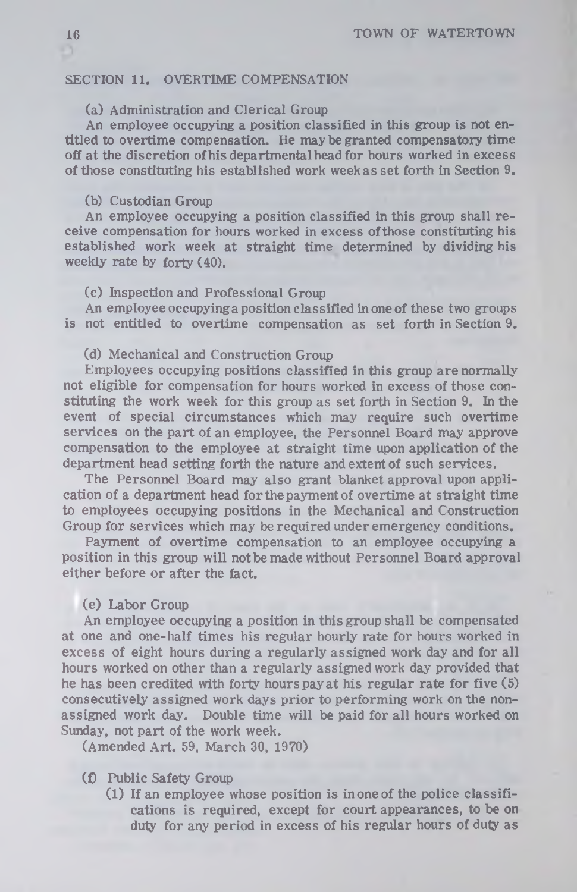## SECTION 11. OVERTIME COMPENSATION

(a) Administration and Clerical Group

An employee occupying a position classified in this group is not entitled to overtime compensation. He may be granted compensatory time off at the discretion of his departmental head for hours worked in excess of those constituting his established work week as set forth in Section 9.

(b) Custodian Group

An employee occupying a position classified in this group shall receive compensation for hours worked in excess of those constituting his established work week at straight time determined by dividing his weekly rate by forty (40).

(c) Inspection and Professional Group

An employee occupying a position classified in one of these two groups is not entitled to overtime compensation as set forth in Section 9.

(d) Mechanical and Construction Group

Employees occupying positions classified in this group are normally not eligible for compensation for hours worked in excess of those constituting the work week for this group as set forth in Section 9. In the event of special circumstances which may require such overtime services on the part of an employee, the Personnel Board may approve compensation to the employee at straight time upon application of the department head setting forth the nature and extent of such services.

The Personnel Board may also grant blanket approval upon application of a department head for the payment of overtime at straight time to employees occupying positions in the Mechanical and Construction Group for services which may be required under emergency conditions.

Payment of overtime compensation to an employee occupying a position in this group will not be made without Personnel Board approval either before or after the fact.

(e) Labor Group

An employee occupying a position in this group shall be compensated at one and one-half times his regular hourly rate for hours worked in excess of eight hours during a regularly assigned work day and for all hours worked on other than a regularly assigned work day provided that he has been credited with forty hours pay at his regular rate for five (5) consecutively assigned work days prior to performing work on the non-assigned work day. Double time will be paid for all hours worked on Sunday, not part of the work week.

(Amended Art. 59, March 30, 1970)

(f) Public Safety Group

(1) If an employee whose position is in one of the police classifications is required, except for court appearances, to be on duty for any period in excess of his regular hours of duty as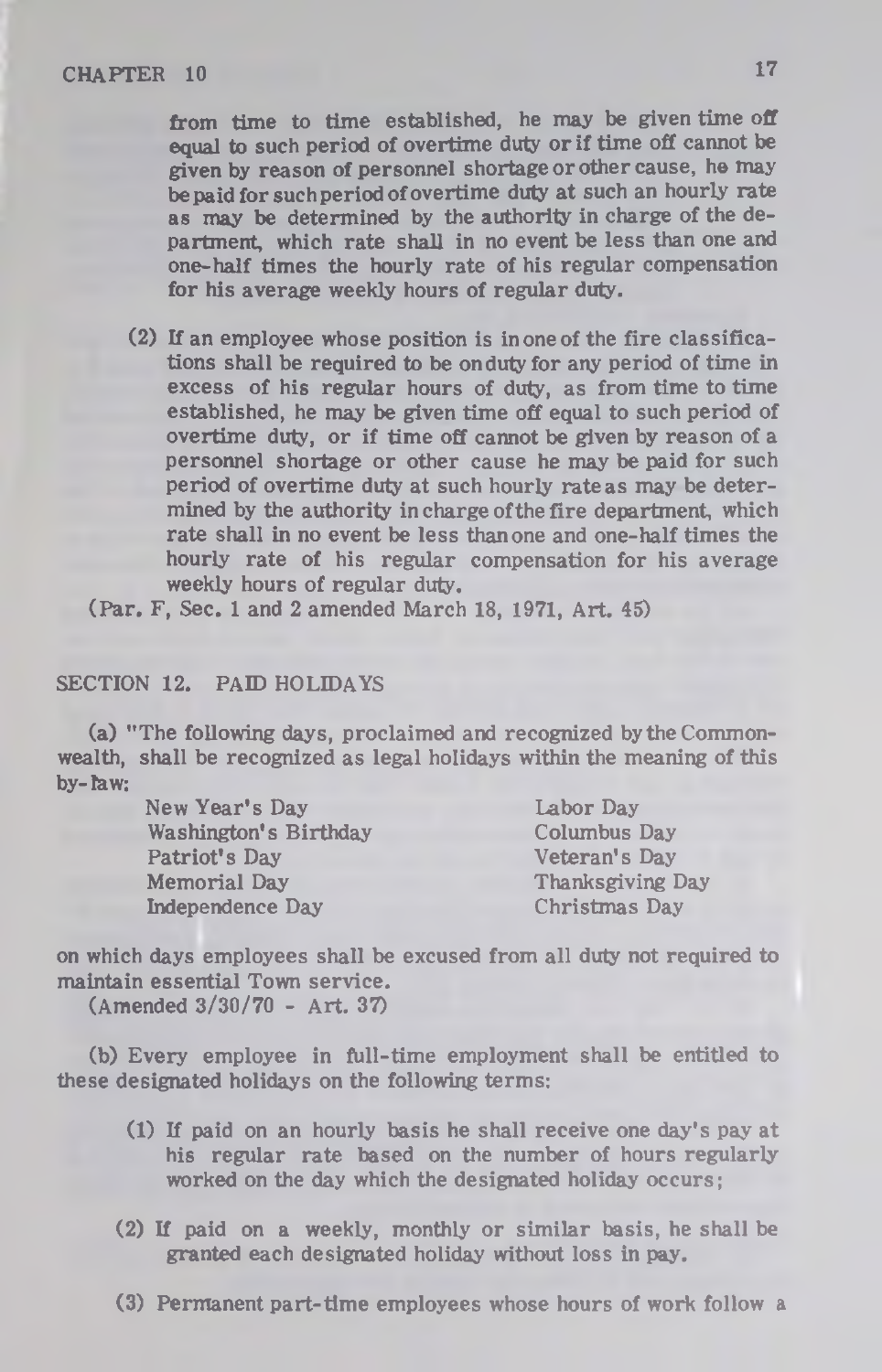from time to time established, he may be given time off equal to such period of overtime duty or if time off cannot be given by reason of personnel shortage or other cause, he may be paid for such period of overtime duty at such an hourly rate as may be determined by the authority in charge of the department, which rate shall in no event be less than one and one-half times the hourly rate of his regular compensation for his average weekly hours of regular duty.

(2) If an employee whose position is in one of the fire classifications shall be required to be on duty for any period of time in excess of his regular hours of duty, as from time to time established, he may be given time off equal to such period of overtime duty, or if time off cannot be given by reason of a personnel shortage or other cause he may be paid for such period of overtime duty at such hourly rate as may be determined by the authority in charge of the fire department, which rate shall in no event be less than one and one-half times the hourly rate of his regular compensation for his average weekly hours of regular duty.

(Par. F, Sec. 1 and 2 amended March 18, 1971, Art. 45)

## SECTION 12. PAID HOLIDAYS

(a) "The following days, proclaimed and recognized by the Commonwealth, shall be recognized as legal holidays within the meaning of this by-law:

- New Year's Day
- Washington's Birthday
- Patriot's Day
- Memorial Day
- Independence Day
- Labor Day
- Columbus Day
- Veteran's Day
- Thanksgiving Day
- Christmas Day

on which days employees shall be excused from all duty not required to maintain essential Town service.

(Amended 3/30/70 - Art. 37)

(b) Every employee in full-time employment shall be entitled to these designated holidays on the following terms:

(1) If paid on an hourly basis he shall receive one day's pay at his regular rate based on the number of hours regularly worked on the day which the designated holiday occurs;

(2) If paid on a weekly, monthly or similar basis, he shall be granted each designated holiday without loss in pay.

(3) Permanent part-time employees whose hours of work follow a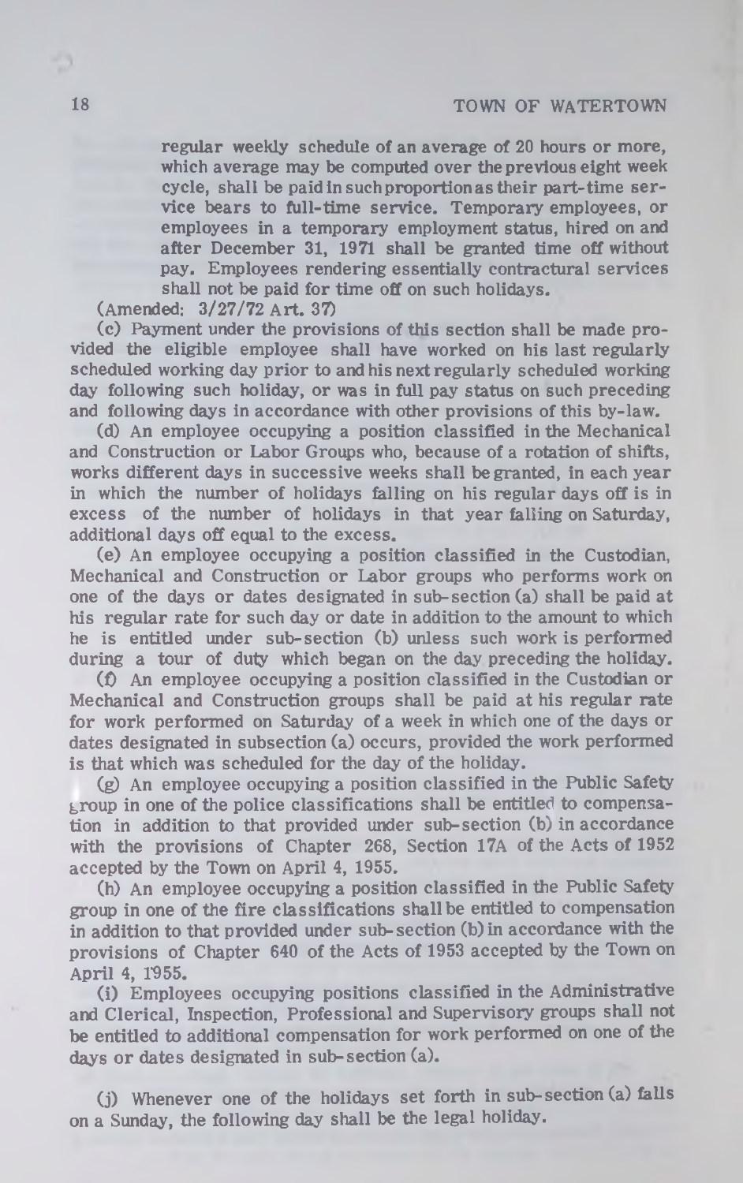regular weekly schedule of an average of 20 hours or more, which average may be computed over the previous eight week cycle, shall be paid in such proportion as their part-time service bears to full-time service. Temporary employees, or employees in a temporary employment status, hired on and after December 31, 1971 shall be granted time off without pay. Employees rendering essentially contractual services shall not be paid for time off on such holidays.

(Amended: 3/27/72 Art. 37)

(c) Payment under the provisions of this section shall be made provided the eligible employee shall have worked on his last regularly scheduled working day prior to and his next regularly scheduled working day following such holiday, or was in full pay status on such preceding and following days in accordance with other provisions of this by-law.

(d) An employee occupying a position classified in the Mechanical and Construction or Labor Groups who, because of a rotation of shifts, works different days in successive weeks shall be granted, in each year in which the number of holidays falling on his regular days off is in excess of the number of holidays in that year falling on Saturday, additional days off equal to the excess.

(e) An employee occupying a position classified in the Custodian, Mechanical and Construction or Labor groups who performs work on one of the days or dates designated in sub-section (a) shall be paid at his regular rate for such day or date in addition to the amount to which he is entitled under sub-section (b) unless such work is performed during a tour of duty which began on the day preceding the holiday.

(f) An employee occupying a position classified in the Custodian or Mechanical and Construction groups shall be paid at his regular rate for work performed on Saturday of a week in which one of the days or dates designated in subsection (a) occurs, provided the work performed is that which was scheduled for the day of the holiday.

(g) An employee occupying a position classified in the Public Safety group in one of the police classifications shall be entitled to compensation in addition to that provided under sub-section (b) in accordance with the provisions of Chapter 268, Section 17A of the Acts of 1952 accepted by the Town on April 4, 1955.

(h) An employee occupying a position classified in the Public Safety group in one of the fire classifications shall be entitled to compensation in addition to that provided under sub-section (b) in accordance with the provisions of Chapter 640 of the Acts of 1953 accepted by the Town on April 4, 1955.

(i) Employees occupying positions classified in the Administrative and Clerical, Inspection, Professional and Supervisory groups shall not be entitled to additional compensation for work performed on one of the days or dates designated in sub-section (a).

(j) Whenever one of the holidays set forth in sub-section (a) falls on a Sunday, the following day shall be the legal holiday.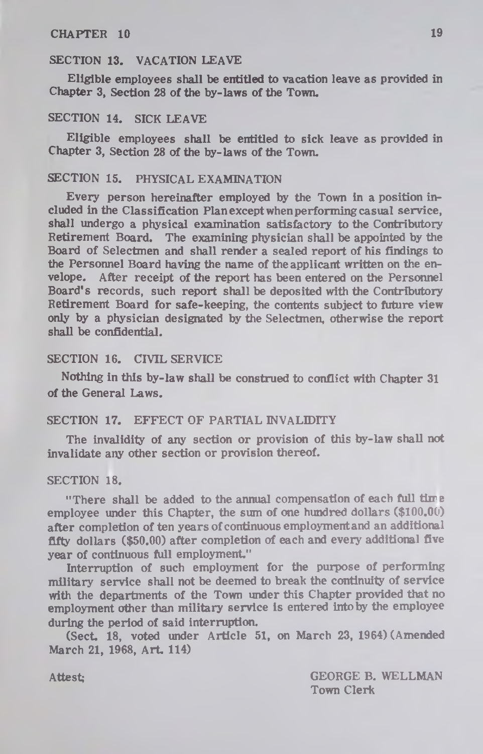## SECTION 13. VACATION LEAVE

Eligible employees shall be entitled to vacation leave as provided in Chapter 3, Section 28 of the by-laws of the Town.

## SECTION 14. SICK LEAVE

Eligible employees shall be entitled to sick leave as provided in Chapter 3, Section 28 of the by-laws of the Town.

## SECTION 15. PHYSICAL EXAMINATION

Every person hereinafter employed by the Town in a position included in the Classification Plan except when performing casual service, shall undergo a physical examination satisfactory to the Contributory Retirement Board. The examining physician shall be appointed by the Board of Selectmen and shall render a sealed report of his findings to the Personnel Board having the name of the applicant written on the envelope. After receipt of the report has been entered on the Personnel Board's records, such report shall be deposited with the Contributory Retirement Board for safe-keeping, the contents subject to future view only by a physician designated by the Selectmen, otherwise the report shall be confidential.

## SECTION 16. CIVIL SERVICE

Nothing in this by-law shall be construed to conflict with Chapter 31 of the General Laws.

## SECTION 17. EFFECT OF PARTIAL INVALIDITY

The invalidity of any section or provision of this by-law shall not invalidate any other section or provision thereof.

## SECTION 18.

"There shall be added to the annual compensation of each full time employee under this Chapter, the sum of one hundred dollars ($100.00) after completion of ten years of continuous employment and an additional fifty dollars ($50.00) after completion of each and every additional five year of continuous full employment."

Interruption of such employment for the purpose of performing military service shall not be deemed to break the continuity of service with the departments of the Town under this Chapter provided that no employment other than military service is entered into by the employee during the period of said interruption.

(Sect. 18, voted under Article 51, on March 23, 1964) (Amended March 21, 1968, Art. 114)

Attest;

GEORGE B. WELLMAN
Town Clerk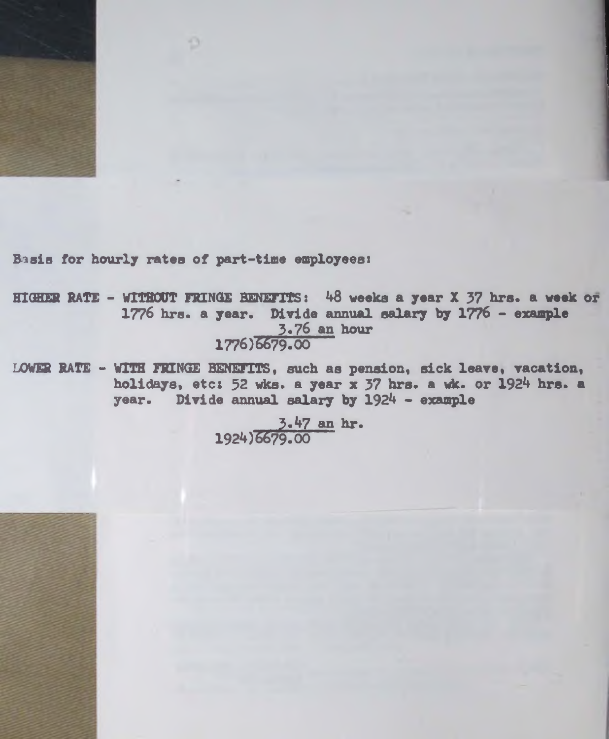Basis for hourly rates of part-time employees:

HIGHER RATE - WITHOUT FRINGE BENEFITS: 48 weeks a year X 37 hrs. a week or 1776 hrs. a year. Divide annual salary by 1776 - example

$$1776\overline{)6679.00} = 3.76 \text{ an hour}$$

LOWER RATE - WITH FRINGE BENEFITS, such as pension, sick leave, vacation, holidays, etc: 52 wks. a year x 37 hrs. a wk. or 1924 hrs. a year. Divide annual salary by 1924 - example

$$1924\overline{)6679.00} = 3.47 \text{ an hr.}$$